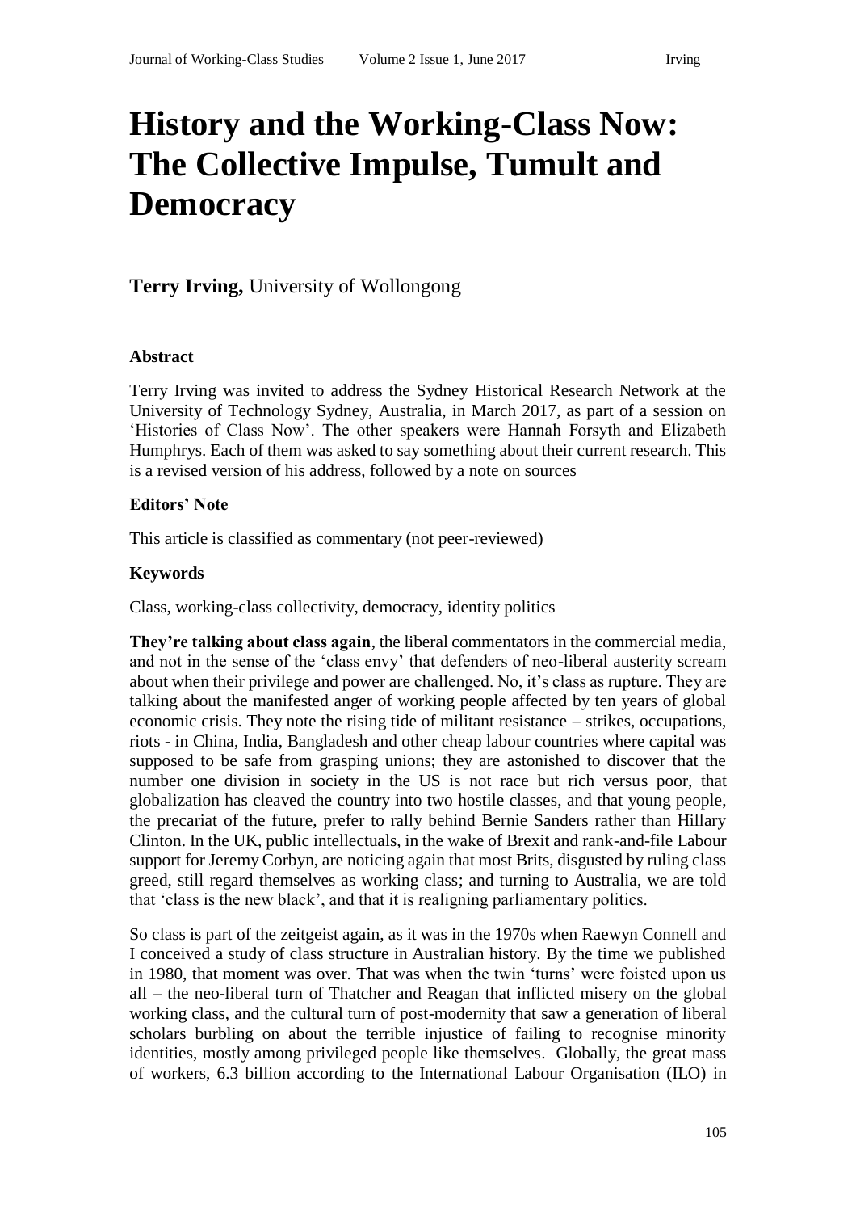# History and the Working-Class Now: The Collective Impulse, Tumult and Democracy

**Terry Irving,** University of Wollongong

### Abstract

Terry Irving was invited to address the Sydney Historical Research Network at the University of Technology Sydney, Australia, in March 2017, as part of a session on 'Histories of Class Now'. The other speakers were Hannah Forsyth and Elizabeth Humphrys. Each of them was asked to say something about their current research. This is a revised version of his address, followed by a note on sources

### Editors' Note

This article is classified as commentary (not peer-reviewed)

### Keywords

Class, working-class collectivity, democracy, identity politics

**They're talking about class again**, the liberal commentators in the commercial media, and not in the sense of the 'class envy' that defenders of neo-liberal austerity scream about when their privilege and power are challenged. No, it's class as rupture. They are talking about the manifested anger of working people affected by ten years of global economic crisis. They note the rising tide of militant resistance – strikes, occupations, riots - in China, India, Bangladesh and other cheap labour countries where capital was supposed to be safe from grasping unions; they are astonished to discover that the number one division in society in the US is not race but rich versus poor, that globalization has cleaved the country into two hostile classes, and that young people, the precariat of the future, prefer to rally behind Bernie Sanders rather than Hillary Clinton. In the UK, public intellectuals, in the wake of Brexit and rank-and-file Labour support for Jeremy Corbyn, are noticing again that most Brits, disgusted by ruling class greed, still regard themselves as working class; and turning to Australia, we are told that 'class is the new black', and that it is realigning parliamentary politics.

So class is part of the zeitgeist again, as it was in the 1970s when Raewyn Connell and I conceived a study of class structure in Australian history. By the time we published in 1980, that moment was over. That was when the twin 'turns' were foisted upon us all – the neo-liberal turn of Thatcher and Reagan that inflicted misery on the global working class, and the cultural turn of post-modernity that saw a generation of liberal scholars burbling on about the terrible injustice of failing to recognise minority identities, mostly among privileged people like themselves. Globally, the great mass of workers, 6.3 billion according to the International Labour Organisation (ILO) in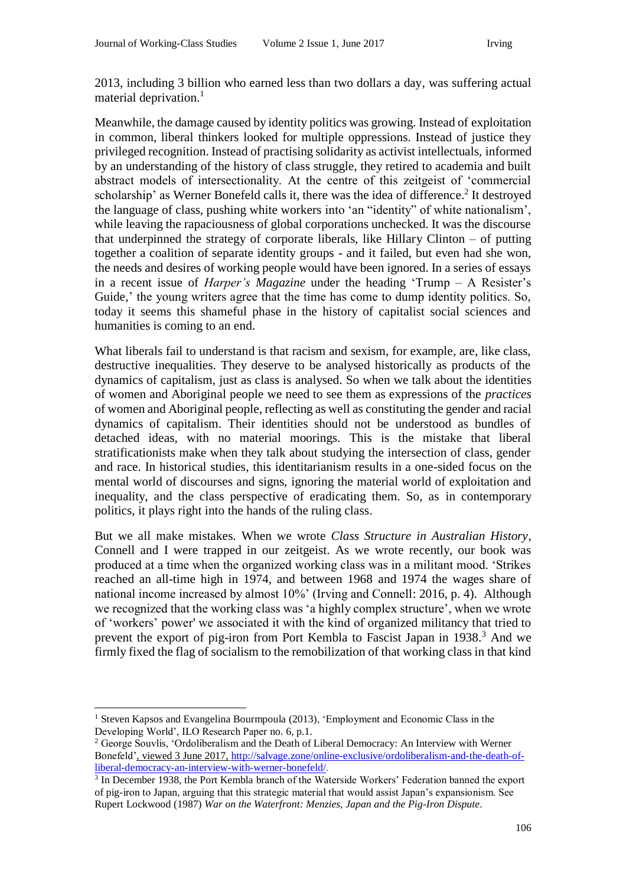2013, including 3 billion who earned less than two dollars a day, was suffering actual material deprivation.[1]

Meanwhile, the damage caused by identity politics was growing. Instead of exploitation in common, liberal thinkers looked for multiple oppressions. Instead of justice they privileged recognition. Instead of practising solidarity as activist intellectuals, informed by an understanding of the history of class struggle, they retired to academia and built abstract models of intersectionality. At the centre of this zeitgeist of 'commercial scholarship' as Werner Bonefeld calls it, there was the idea of difference.[2] It destroyed the language of class, pushing white workers into 'an "identity" of white nationalism', while leaving the rapaciousness of global corporations unchecked. It was the discourse that underpinned the strategy of corporate liberals, like Hillary Clinton – of putting together a coalition of separate identity groups - and it failed, but even had she won, the needs and desires of working people would have been ignored. In a series of essays in a recent issue of *Harper's Magazine* under the heading 'Trump – A Resister's Guide,' the young writers agree that the time has come to dump identity politics. So, today it seems this shameful phase in the history of capitalist social sciences and humanities is coming to an end.

What liberals fail to understand is that racism and sexism, for example, are, like class, destructive inequalities. They deserve to be analysed historically as products of the dynamics of capitalism, just as class is analysed. So when we talk about the identities of women and Aboriginal people we need to see them as expressions of the *practices* of women and Aboriginal people, reflecting as well as constituting the gender and racial dynamics of capitalism. Their identities should not be understood as bundles of detached ideas, with no material moorings. This is the mistake that liberal stratificationists make when they talk about studying the intersection of class, gender and race. In historical studies, this identitarianism results in a one-sided focus on the mental world of discourses and signs, ignoring the material world of exploitation and inequality, and the class perspective of eradicating them. So, as in contemporary politics, it plays right into the hands of the ruling class.

But we all make mistakes. When we wrote *Class Structure in Australian History*, Connell and I were trapped in our zeitgeist. As we wrote recently, our book was produced at a time when the organized working class was in a militant mood. 'Strikes reached an all-time high in 1974, and between 1968 and 1974 the wages share of national income increased by almost 10%' (Irving and Connell: 2016, p. 4). Although we recognized that the working class was 'a highly complex structure', when we wrote of 'workers' power' we associated it with the kind of organized militancy that tried to prevent the export of pig-iron from Port Kembla to Fascist Japan in 1938.[3] And we firmly fixed the flag of socialism to the remobilization of that working class in that kind

---

[1] Steven Kapsos and Evangelina Bourmpoula (2013), 'Employment and Economic Class in the Developing World', ILO Research Paper no. 6, p.1.

[2] George Souvlis, 'Ordoliberalism and the Death of Liberal Democracy: An Interview with Werner Bonefeld', viewed 3 June 2017, http://salvage.zone/online-exclusive/ordoliberalism-and-the-death-of-liberal-democracy-an-interview-with-werner-bonefeld/.

[3] In December 1938, the Port Kembla branch of the Waterside Workers' Federation banned the export of pig-iron to Japan, arguing that this strategic material that would assist Japan's expansionism. See Rupert Lockwood (1987) *War on the Waterfront: Menzies, Japan and the Pig-Iron Dispute*.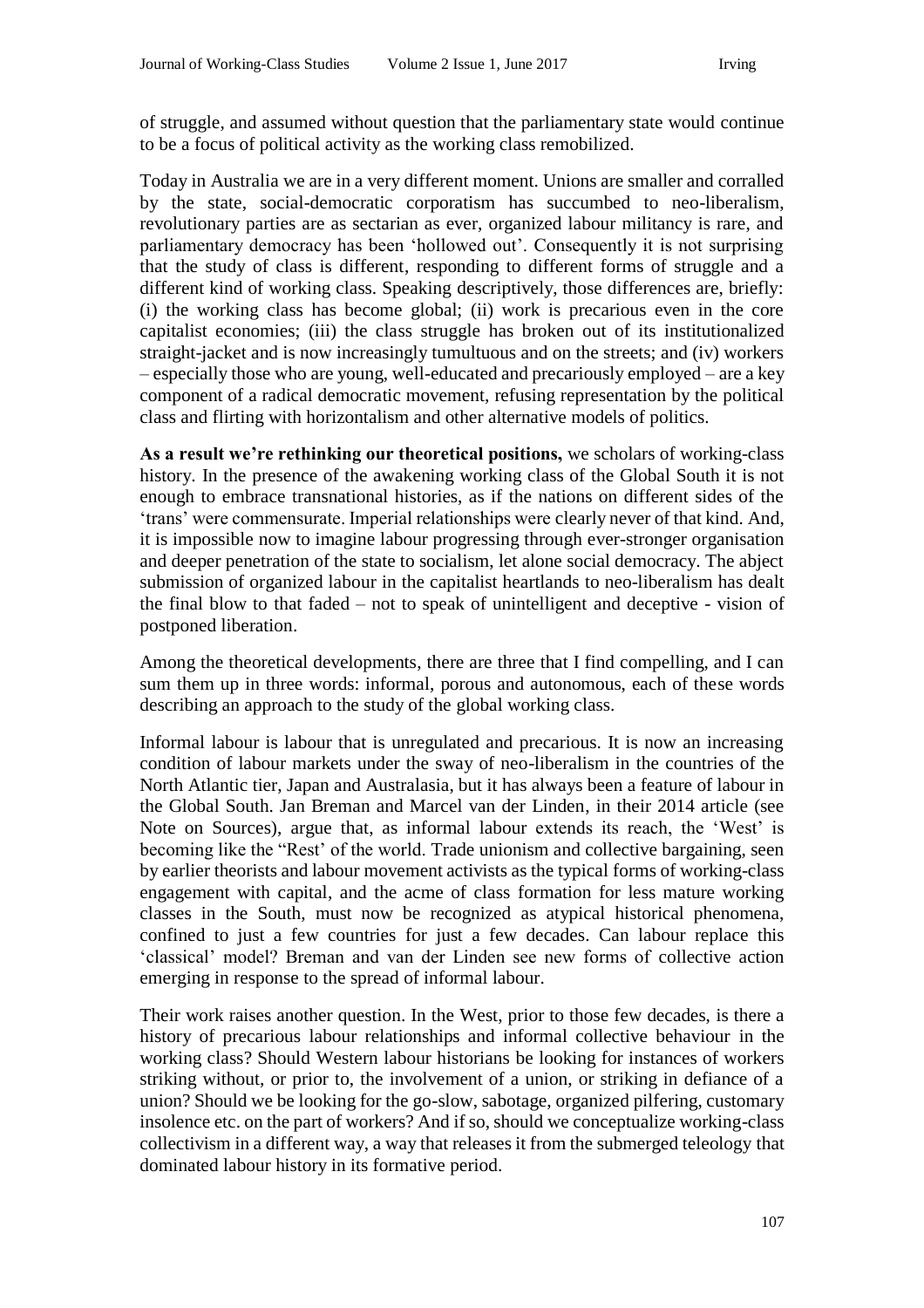of struggle, and assumed without question that the parliamentary state would continue to be a focus of political activity as the working class remobilized.

Today in Australia we are in a very different moment. Unions are smaller and corralled by the state, social-democratic corporatism has succumbed to neo-liberalism, revolutionary parties are as sectarian as ever, organized labour militancy is rare, and parliamentary democracy has been 'hollowed out'. Consequently it is not surprising that the study of class is different, responding to different forms of struggle and a different kind of working class. Speaking descriptively, those differences are, briefly: (i) the working class has become global; (ii) work is precarious even in the core capitalist economies; (iii) the class struggle has broken out of its institutionalized straight-jacket and is now increasingly tumultuous and on the streets; and (iv) workers – especially those who are young, well-educated and precariously employed – are a key component of a radical democratic movement, refusing representation by the political class and flirting with horizontalism and other alternative models of politics.

**As a result we're rethinking our theoretical positions,** we scholars of working-class history. In the presence of the awakening working class of the Global South it is not enough to embrace transnational histories, as if the nations on different sides of the 'trans' were commensurate. Imperial relationships were clearly never of that kind. And, it is impossible now to imagine labour progressing through ever-stronger organisation and deeper penetration of the state to socialism, let alone social democracy. The abject submission of organized labour in the capitalist heartlands to neo-liberalism has dealt the final blow to that faded – not to speak of unintelligent and deceptive - vision of postponed liberation.

Among the theoretical developments, there are three that I find compelling, and I can sum them up in three words: informal, porous and autonomous, each of these words describing an approach to the study of the global working class.

Informal labour is labour that is unregulated and precarious. It is now an increasing condition of labour markets under the sway of neo-liberalism in the countries of the North Atlantic tier, Japan and Australasia, but it has always been a feature of labour in the Global South. Jan Breman and Marcel van der Linden, in their 2014 article (see Note on Sources), argue that, as informal labour extends its reach, the 'West' is becoming like the "Rest' of the world. Trade unionism and collective bargaining, seen by earlier theorists and labour movement activists as the typical forms of working-class engagement with capital, and the acme of class formation for less mature working classes in the South, must now be recognized as atypical historical phenomena, confined to just a few countries for just a few decades. Can labour replace this 'classical' model? Breman and van der Linden see new forms of collective action emerging in response to the spread of informal labour.

Their work raises another question. In the West, prior to those few decades, is there a history of precarious labour relationships and informal collective behaviour in the working class? Should Western labour historians be looking for instances of workers striking without, or prior to, the involvement of a union, or striking in defiance of a union? Should we be looking for the go-slow, sabotage, organized pilfering, customary insolence etc. on the part of workers? And if so, should we conceptualize working-class collectivism in a different way, a way that releases it from the submerged teleology that dominated labour history in its formative period.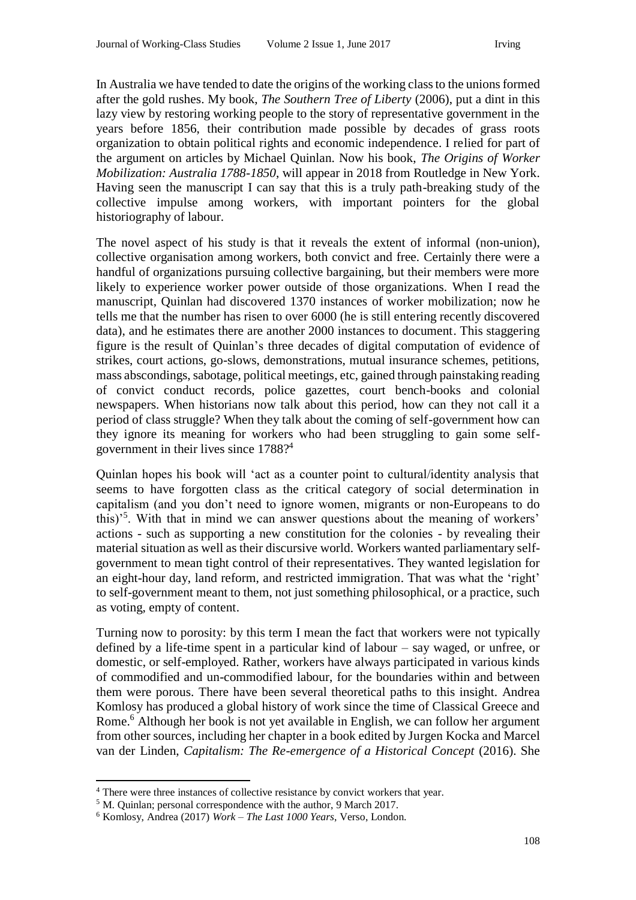In Australia we have tended to date the origins of the working class to the unions formed after the gold rushes. My book, *The Southern Tree of Liberty* (2006), put a dint in this lazy view by restoring working people to the story of representative government in the years before 1856, their contribution made possible by decades of grass roots organization to obtain political rights and economic independence. I relied for part of the argument on articles by Michael Quinlan. Now his book, *The Origins of Worker Mobilization: Australia 1788-1850*, will appear in 2018 from Routledge in New York. Having seen the manuscript I can say that this is a truly path-breaking study of the collective impulse among workers, with important pointers for the global historiography of labour.

The novel aspect of his study is that it reveals the extent of informal (non-union), collective organisation among workers, both convict and free. Certainly there were a handful of organizations pursuing collective bargaining, but their members were more likely to experience worker power outside of those organizations. When I read the manuscript, Quinlan had discovered 1370 instances of worker mobilization; now he tells me that the number has risen to over 6000 (he is still entering recently discovered data), and he estimates there are another 2000 instances to document. This staggering figure is the result of Quinlan's three decades of digital computation of evidence of strikes, court actions, go-slows, demonstrations, mutual insurance schemes, petitions, mass abscondings, sabotage, political meetings, etc, gained through painstaking reading of convict conduct records, police gazettes, court bench-books and colonial newspapers. When historians now talk about this period, how can they not call it a period of class struggle? When they talk about the coming of self-government how can they ignore its meaning for workers who had been struggling to gain some self-government in their lives since 1788?[4]

Quinlan hopes his book will 'act as a counter point to cultural/identity analysis that seems to have forgotten class as the critical category of social determination in capitalism (and you don't need to ignore women, migrants or non-Europeans to do this)'[5]. With that in mind we can answer questions about the meaning of workers' actions - such as supporting a new constitution for the colonies - by revealing their material situation as well as their discursive world. Workers wanted parliamentary self-government to mean tight control of their representatives. They wanted legislation for an eight-hour day, land reform, and restricted immigration. That was what the 'right' to self-government meant to them, not just something philosophical, or a practice, such as voting, empty of content.

Turning now to porosity: by this term I mean the fact that workers were not typically defined by a life-time spent in a particular kind of labour – say waged, or unfree, or domestic, or self-employed. Rather, workers have always participated in various kinds of commodified and un-commodified labour, for the boundaries within and between them were porous. There have been several theoretical paths to this insight. Andrea Komlosy has produced a global history of work since the time of Classical Greece and Rome.[6] Although her book is not yet available in English, we can follow her argument from other sources, including her chapter in a book edited by Jurgen Kocka and Marcel van der Linden, *Capitalism: The Re-emergence of a Historical Concept* (2016). She

---

[4] There were three instances of collective resistance by convict workers that year.

[5] M. Quinlan; personal correspondence with the author, 9 March 2017.

[6] Komlosy, Andrea (2017) *Work – The Last 1000 Years*, Verso, London.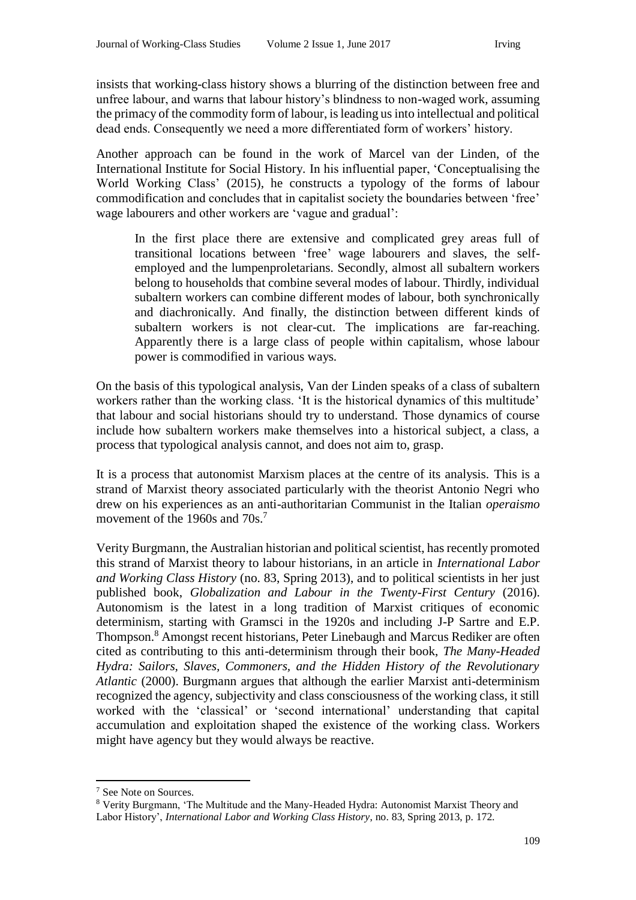insists that working-class history shows a blurring of the distinction between free and unfree labour, and warns that labour history's blindness to non-waged work, assuming the primacy of the commodity form of labour, is leading us into intellectual and political dead ends. Consequently we need a more differentiated form of workers' history.

Another approach can be found in the work of Marcel van der Linden, of the International Institute for Social History. In his influential paper, 'Conceptualising the World Working Class' (2015), he constructs a typology of the forms of labour commodification and concludes that in capitalist society the boundaries between 'free' wage labourers and other workers are 'vague and gradual':

> In the first place there are extensive and complicated grey areas full of transitional locations between 'free' wage labourers and slaves, the self-employed and the lumpenproletarians. Secondly, almost all subaltern workers belong to households that combine several modes of labour. Thirdly, individual subaltern workers can combine different modes of labour, both synchronically and diachronically. And finally, the distinction between different kinds of subaltern workers is not clear-cut. The implications are far-reaching. Apparently there is a large class of people within capitalism, whose labour power is commodified in various ways.

On the basis of this typological analysis, Van der Linden speaks of a class of subaltern workers rather than the working class. 'It is the historical dynamics of this multitude' that labour and social historians should try to understand. Those dynamics of course include how subaltern workers make themselves into a historical subject, a class, a process that typological analysis cannot, and does not aim to, grasp.

It is a process that autonomist Marxism places at the centre of its analysis. This is a strand of Marxist theory associated particularly with the theorist Antonio Negri who drew on his experiences as an anti-authoritarian Communist in the Italian *operaismo* movement of the 1960s and 70s.[7]

Verity Burgmann, the Australian historian and political scientist, has recently promoted this strand of Marxist theory to labour historians, in an article in *International Labor and Working Class History* (no. 83, Spring 2013), and to political scientists in her just published book, *Globalization and Labour in the Twenty-First Century* (2016). Autonomism is the latest in a long tradition of Marxist critiques of economic determinism, starting with Gramsci in the 1920s and including J-P Sartre and E.P. Thompson.[8] Amongst recent historians, Peter Linebaugh and Marcus Rediker are often cited as contributing to this anti-determinism through their book, *The Many-Headed Hydra: Sailors, Slaves, Commoners, and the Hidden History of the Revolutionary Atlantic* (2000). Burgmann argues that although the earlier Marxist anti-determinism recognized the agency, subjectivity and class consciousness of the working class, it still worked with the 'classical' or 'second international' understanding that capital accumulation and exploitation shaped the existence of the working class. Workers might have agency but they would always be reactive.

---

[7] See Note on Sources.

[8] Verity Burgmann, 'The Multitude and the Many-Headed Hydra: Autonomist Marxist Theory and Labor History', *International Labor and Working Class History*, no. 83, Spring 2013, p. 172.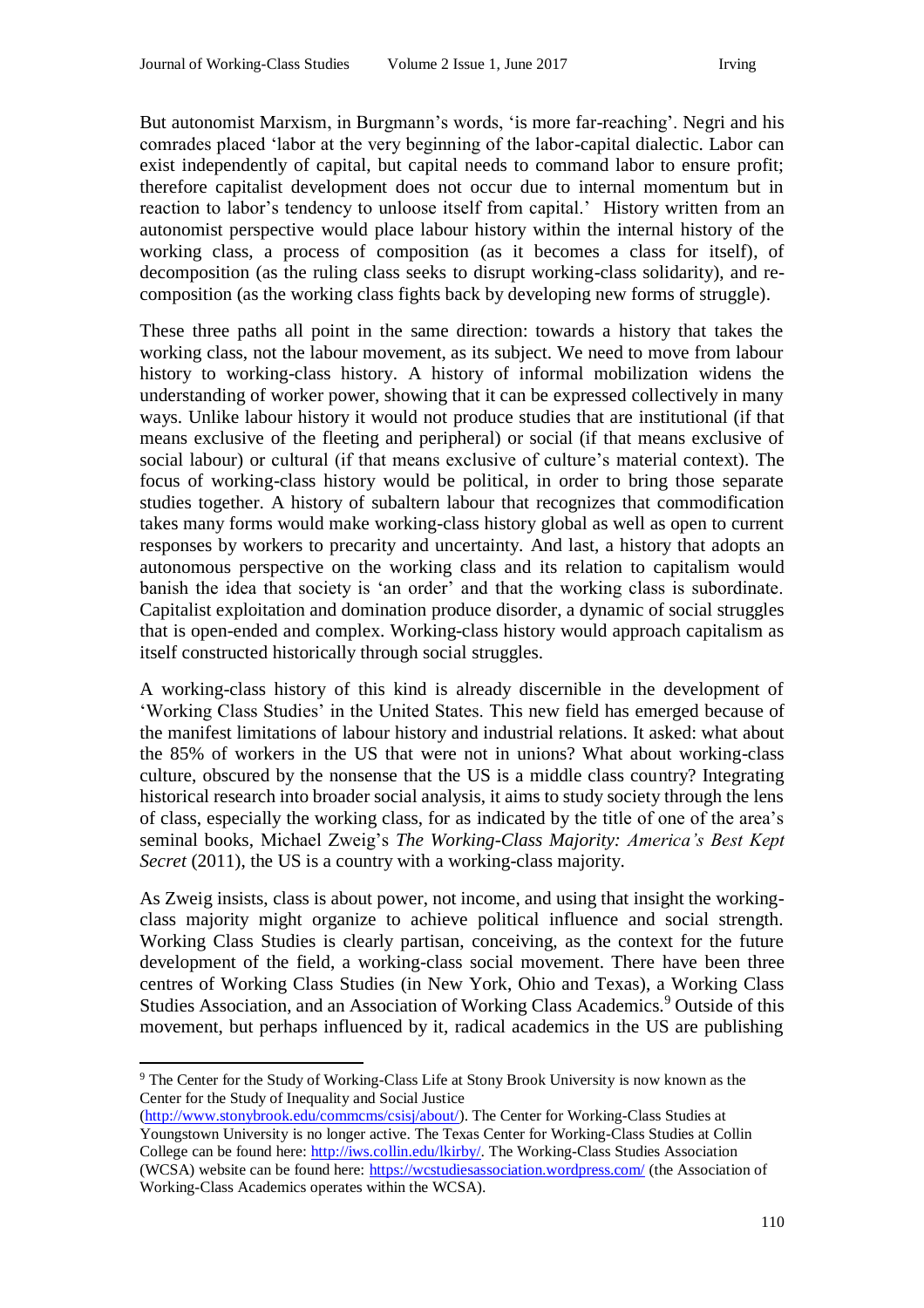But autonomist Marxism, in Burgmann's words, 'is more far-reaching'. Negri and his comrades placed 'labor at the very beginning of the labor-capital dialectic. Labor can exist independently of capital, but capital needs to command labor to ensure profit; therefore capitalist development does not occur due to internal momentum but in reaction to labor's tendency to unloose itself from capital.' History written from an autonomist perspective would place labour history within the internal history of the working class, a process of composition (as it becomes a class for itself), of decomposition (as the ruling class seeks to disrupt working-class solidarity), and re-composition (as the working class fights back by developing new forms of struggle).

These three paths all point in the same direction: towards a history that takes the working class, not the labour movement, as its subject. We need to move from labour history to working-class history. A history of informal mobilization widens the understanding of worker power, showing that it can be expressed collectively in many ways. Unlike labour history it would not produce studies that are institutional (if that means exclusive of the fleeting and peripheral) or social (if that means exclusive of social labour) or cultural (if that means exclusive of culture's material context). The focus of working-class history would be political, in order to bring those separate studies together. A history of subaltern labour that recognizes that commodification takes many forms would make working-class history global as well as open to current responses by workers to precarity and uncertainty. And last, a history that adopts an autonomous perspective on the working class and its relation to capitalism would banish the idea that society is 'an order' and that the working class is subordinate. Capitalist exploitation and domination produce disorder, a dynamic of social struggles that is open-ended and complex. Working-class history would approach capitalism as itself constructed historically through social struggles.

A working-class history of this kind is already discernible in the development of 'Working Class Studies' in the United States. This new field has emerged because of the manifest limitations of labour history and industrial relations. It asked: what about the 85% of workers in the US that were not in unions? What about working-class culture, obscured by the nonsense that the US is a middle class country? Integrating historical research into broader social analysis, it aims to study society through the lens of class, especially the working class, for as indicated by the title of one of the area's seminal books, Michael Zweig's *The Working-Class Majority: America's Best Kept Secret* (2011), the US is a country with a working-class majority.

As Zweig insists, class is about power, not income, and using that insight the working-class majority might organize to achieve political influence and social strength. Working Class Studies is clearly partisan, conceiving, as the context for the future development of the field, a working-class social movement. There have been three centres of Working Class Studies (in New York, Ohio and Texas), a Working Class Studies Association, and an Association of Working Class Academics.[9] Outside of this movement, but perhaps influenced by it, radical academics in the US are publishing

---

[9] The Center for the Study of Working-Class Life at Stony Brook University is now known as the Center for the Study of Inequality and Social Justice (http://www.stonybrook.edu/commcms/csisj/about/). The Center for Working-Class Studies at Youngstown University is no longer active. The Texas Center for Working-Class Studies at Collin College can be found here: http://iws.collin.edu/lkirby/. The Working-Class Studies Association (WCSA) website can be found here: https://wcstudiesassociation.wordpress.com/ (the Association of Working-Class Academics operates within the WCSA).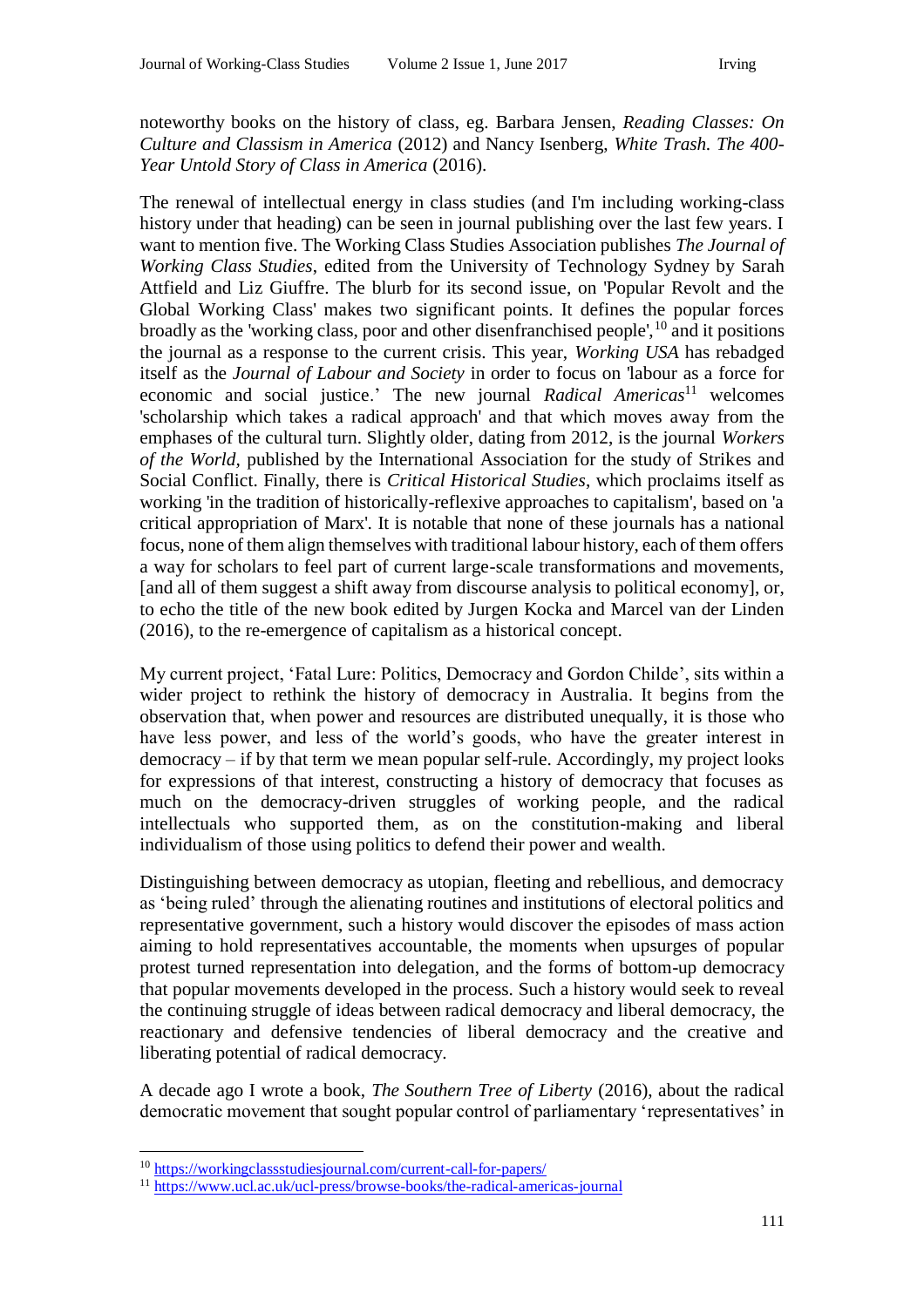noteworthy books on the history of class, eg. Barbara Jensen, *Reading Classes: On Culture and Classism in America* (2012) and Nancy Isenberg, *White Trash. The 400-Year Untold Story of Class in America* (2016).

The renewal of intellectual energy in class studies (and I'm including working-class history under that heading) can be seen in journal publishing over the last few years. I want to mention five. The Working Class Studies Association publishes *The Journal of Working Class Studies*, edited from the University of Technology Sydney by Sarah Attfield and Liz Giuffre. The blurb for its second issue, on 'Popular Revolt and the Global Working Class' makes two significant points. It defines the popular forces broadly as the 'working class, poor and other disenfranchised people',[10] and it positions the journal as a response to the current crisis. This year, *Working USA* has rebadged itself as the *Journal of Labour and Society* in order to focus on 'labour as a force for economic and social justice.' The new journal *Radical Americas*[11] welcomes 'scholarship which takes a radical approach' and that which moves away from the emphases of the cultural turn. Slightly older, dating from 2012, is the journal *Workers of the World*, published by the International Association for the study of Strikes and Social Conflict. Finally, there is *Critical Historical Studies*, which proclaims itself as working 'in the tradition of historically-reflexive approaches to capitalism', based on 'a critical appropriation of Marx'. It is notable that none of these journals has a national focus, none of them align themselves with traditional labour history, each of them offers a way for scholars to feel part of current large-scale transformations and movements, [and all of them suggest a shift away from discourse analysis to political economy], or, to echo the title of the new book edited by Jurgen Kocka and Marcel van der Linden (2016), to the re-emergence of capitalism as a historical concept.

My current project, 'Fatal Lure: Politics, Democracy and Gordon Childe', sits within a wider project to rethink the history of democracy in Australia. It begins from the observation that, when power and resources are distributed unequally, it is those who have less power, and less of the world's goods, who have the greater interest in democracy – if by that term we mean popular self-rule. Accordingly, my project looks for expressions of that interest, constructing a history of democracy that focuses as much on the democracy-driven struggles of working people, and the radical intellectuals who supported them, as on the constitution-making and liberal individualism of those using politics to defend their power and wealth.

Distinguishing between democracy as utopian, fleeting and rebellious, and democracy as 'being ruled' through the alienating routines and institutions of electoral politics and representative government, such a history would discover the episodes of mass action aiming to hold representatives accountable, the moments when upsurges of popular protest turned representation into delegation, and the forms of bottom-up democracy that popular movements developed in the process. Such a history would seek to reveal the continuing struggle of ideas between radical democracy and liberal democracy, the reactionary and defensive tendencies of liberal democracy and the creative and liberating potential of radical democracy.

A decade ago I wrote a book, *The Southern Tree of Liberty* (2016), about the radical democratic movement that sought popular control of parliamentary 'representatives' in

---

[10] https://workingclassstudiesjournal.com/current-call-for-papers/

[11] https://www.ucl.ac.uk/ucl-press/browse-books/the-radical-americas-journal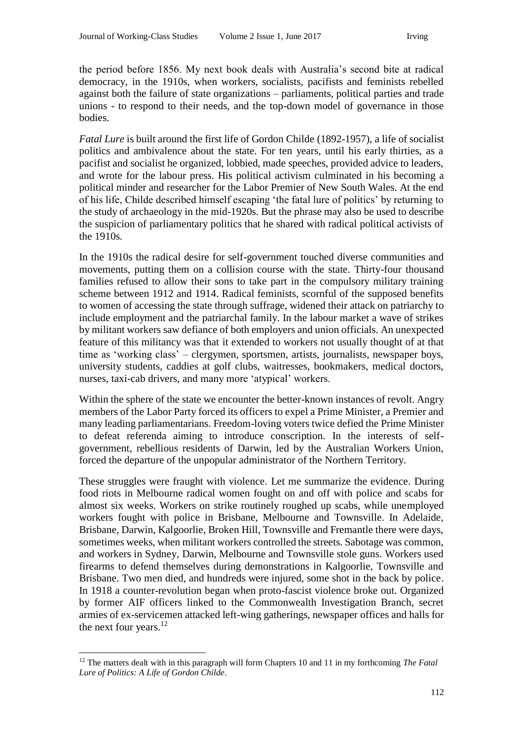the period before 1856. My next book deals with Australia's second bite at radical democracy, in the 1910s, when workers, socialists, pacifists and feminists rebelled against both the failure of state organizations – parliaments, political parties and trade unions - to respond to their needs, and the top-down model of governance in those bodies.

*Fatal Lure* is built around the first life of Gordon Childe (1892-1957), a life of socialist politics and ambivalence about the state. For ten years, until his early thirties, as a pacifist and socialist he organized, lobbied, made speeches, provided advice to leaders, and wrote for the labour press. His political activism culminated in his becoming a political minder and researcher for the Labor Premier of New South Wales. At the end of his life, Childe described himself escaping 'the fatal lure of politics' by returning to the study of archaeology in the mid-1920s. But the phrase may also be used to describe the suspicion of parliamentary politics that he shared with radical political activists of the 1910s.

In the 1910s the radical desire for self-government touched diverse communities and movements, putting them on a collision course with the state. Thirty-four thousand families refused to allow their sons to take part in the compulsory military training scheme between 1912 and 1914. Radical feminists, scornful of the supposed benefits to women of accessing the state through suffrage, widened their attack on patriarchy to include employment and the patriarchal family. In the labour market a wave of strikes by militant workers saw defiance of both employers and union officials. An unexpected feature of this militancy was that it extended to workers not usually thought of at that time as 'working class' – clergymen, sportsmen, artists, journalists, newspaper boys, university students, caddies at golf clubs, waitresses, bookmakers, medical doctors, nurses, taxi-cab drivers, and many more 'atypical' workers.

Within the sphere of the state we encounter the better-known instances of revolt. Angry members of the Labor Party forced its officers to expel a Prime Minister, a Premier and many leading parliamentarians. Freedom-loving voters twice defied the Prime Minister to defeat referenda aiming to introduce conscription. In the interests of self-government, rebellious residents of Darwin, led by the Australian Workers Union, forced the departure of the unpopular administrator of the Northern Territory.

These struggles were fraught with violence. Let me summarize the evidence. During food riots in Melbourne radical women fought on and off with police and scabs for almost six weeks. Workers on strike routinely roughed up scabs, while unemployed workers fought with police in Brisbane, Melbourne and Townsville. In Adelaide, Brisbane, Darwin, Kalgoorlie, Broken Hill, Townsville and Fremantle there were days, sometimes weeks, when militant workers controlled the streets. Sabotage was common, and workers in Sydney, Darwin, Melbourne and Townsville stole guns. Workers used firearms to defend themselves during demonstrations in Kalgoorlie, Townsville and Brisbane. Two men died, and hundreds were injured, some shot in the back by police. In 1918 a counter-revolution began when proto-fascist violence broke out. Organized by former AIF officers linked to the Commonwealth Investigation Branch, secret armies of ex-servicemen attacked left-wing gatherings, newspaper offices and halls for the next four years.[12]

---

[12] The matters dealt with in this paragraph will form Chapters 10 and 11 in my forthcoming *The Fatal Lure of Politics: A Life of Gordon Childe*.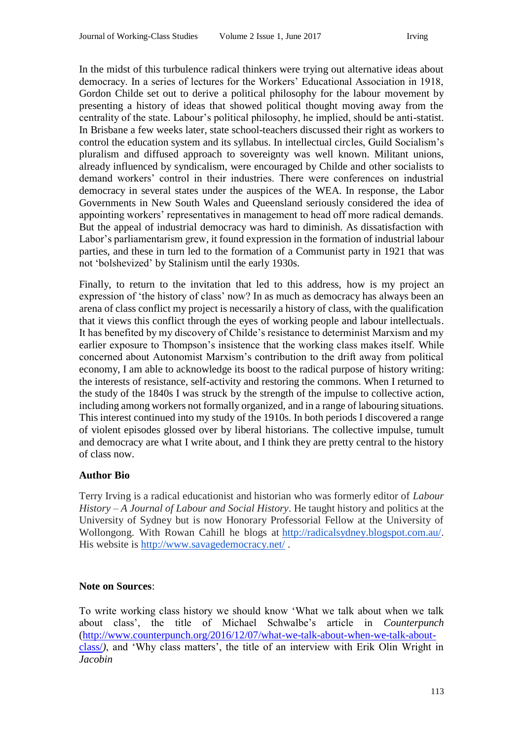In the midst of this turbulence radical thinkers were trying out alternative ideas about democracy. In a series of lectures for the Workers' Educational Association in 1918, Gordon Childe set out to derive a political philosophy for the labour movement by presenting a history of ideas that showed political thought moving away from the centrality of the state. Labour's political philosophy, he implied, should be anti-statist. In Brisbane a few weeks later, state school-teachers discussed their right as workers to control the education system and its syllabus. In intellectual circles, Guild Socialism's pluralism and diffused approach to sovereignty was well known. Militant unions, already influenced by syndicalism, were encouraged by Childe and other socialists to demand workers' control in their industries. There were conferences on industrial democracy in several states under the auspices of the WEA. In response, the Labor Governments in New South Wales and Queensland seriously considered the idea of appointing workers' representatives in management to head off more radical demands. But the appeal of industrial democracy was hard to diminish. As dissatisfaction with Labor's parliamentarism grew, it found expression in the formation of industrial labour parties, and these in turn led to the formation of a Communist party in 1921 that was not 'bolshevized' by Stalinism until the early 1930s.

Finally, to return to the invitation that led to this address, how is my project an expression of 'the history of class' now? In as much as democracy has always been an arena of class conflict my project is necessarily a history of class, with the qualification that it views this conflict through the eyes of working people and labour intellectuals. It has benefited by my discovery of Childe's resistance to determinist Marxism and my earlier exposure to Thompson's insistence that the working class makes itself. While concerned about Autonomist Marxism's contribution to the drift away from political economy, I am able to acknowledge its boost to the radical purpose of history writing: the interests of resistance, self-activity and restoring the commons. When I returned to the study of the 1840s I was struck by the strength of the impulse to collective action, including among workers not formally organized, and in a range of labouring situations. This interest continued into my study of the 1910s. In both periods I discovered a range of violent episodes glossed over by liberal historians. The collective impulse, tumult and democracy are what I write about, and I think they are pretty central to the history of class now.

## Author Bio

Terry Irving is a radical educationist and historian who was formerly editor of *Labour History – A Journal of Labour and Social History*. He taught history and politics at the University of Sydney but is now Honorary Professorial Fellow at the University of Wollongong. With Rowan Cahill he blogs at http://radicalsydney.blogspot.com.au/. His website is http://www.savagedemocracy.net/ .

## Note on Sources:

To write working class history we should know 'What we talk about when we talk about class', the title of Michael Schwalbe's article in *Counterpunch* (http://www.counterpunch.org/2016/12/07/what-we-talk-about-when-we-talk-about-class/), and 'Why class matters', the title of an interview with Erik Olin Wright in *Jacobin*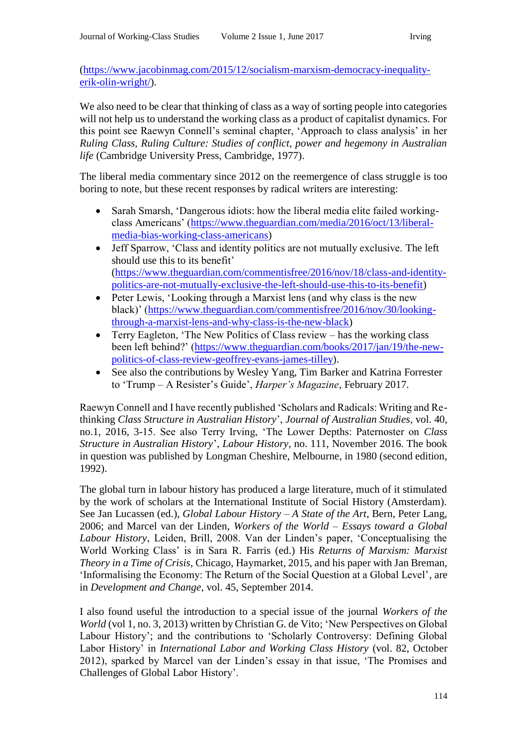(https://www.jacobinmag.com/2015/12/socialism-marxism-democracy-inequality-erik-olin-wright/).

We also need to be clear that thinking of class as a way of sorting people into categories will not help us to understand the working class as a product of capitalist dynamics. For this point see Raewyn Connell's seminal chapter, 'Approach to class analysis' in her *Ruling Class, Ruling Culture: Studies of conflict, power and hegemony in Australian life* (Cambridge University Press, Cambridge, 1977).

The liberal media commentary since 2012 on the reemergence of class struggle is too boring to note, but these recent responses by radical writers are interesting:

- Sarah Smarsh, 'Dangerous idiots: how the liberal media elite failed working-class Americans' (https://www.theguardian.com/media/2016/oct/13/liberal-media-bias-working-class-americans)
- Jeff Sparrow, 'Class and identity politics are not mutually exclusive. The left should use this to its benefit' (https://www.theguardian.com/commentisfree/2016/nov/18/class-and-identity-politics-are-not-mutually-exclusive-the-left-should-use-this-to-its-benefit)
- Peter Lewis, 'Looking through a Marxist lens (and why class is the new black)' (https://www.theguardian.com/commentisfree/2016/nov/30/looking-through-a-marxist-lens-and-why-class-is-the-new-black)
- Terry Eagleton, 'The New Politics of Class review – has the working class been left behind?' (https://www.theguardian.com/books/2017/jan/19/the-new-politics-of-class-review-geoffrey-evans-james-tilley).
- See also the contributions by Wesley Yang, Tim Barker and Katrina Forrester to 'Trump – A Resister's Guide', *Harper's Magazine*, February 2017.

Raewyn Connell and I have recently published 'Scholars and Radicals: Writing and Re-thinking *Class Structure in Australian History*', *Journal of Australian Studies*, vol. 40, no.1, 2016, 3-15. See also Terry Irving, 'The Lower Depths: Paternoster on *Class Structure in Australian History*', *Labour History*, no. 111, November 2016. The book in question was published by Longman Cheshire, Melbourne, in 1980 (second edition, 1992).

The global turn in labour history has produced a large literature, much of it stimulated by the work of scholars at the International Institute of Social History (Amsterdam). See Jan Lucassen (ed.), *Global Labour History – A State of the Art*, Bern, Peter Lang, 2006; and Marcel van der Linden, *Workers of the World – Essays toward a Global Labour History*, Leiden, Brill, 2008. Van der Linden's paper, 'Conceptualising the World Working Class' is in Sara R. Farris (ed.) His *Returns of Marxism: Marxist Theory in a Time of Crisis*, Chicago, Haymarket, 2015, and his paper with Jan Breman, 'Informalising the Economy: The Return of the Social Question at a Global Level', are in *Development and Change*, vol. 45, September 2014.

I also found useful the introduction to a special issue of the journal *Workers of the World* (vol 1, no. 3, 2013) written by Christian G. de Vito; 'New Perspectives on Global Labour History'; and the contributions to 'Scholarly Controversy: Defining Global Labor History' in *International Labor and Working Class History* (vol. 82, October 2012), sparked by Marcel van der Linden's essay in that issue, 'The Promises and Challenges of Global Labor History'.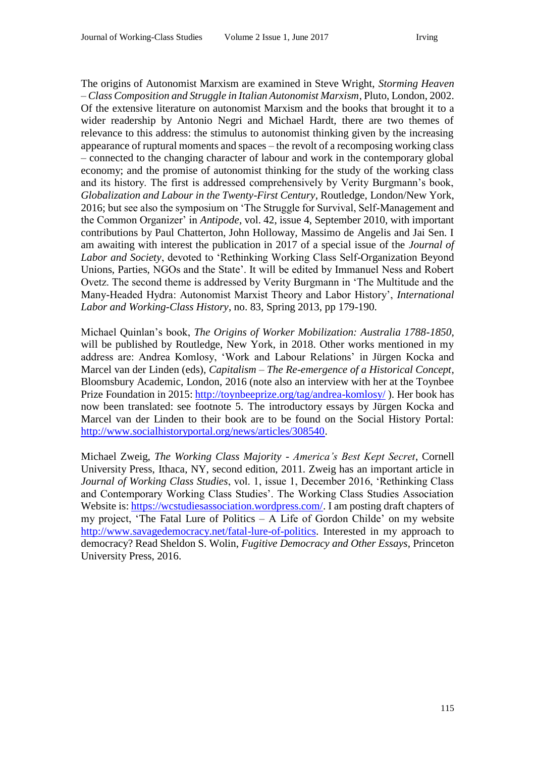The origins of Autonomist Marxism are examined in Steve Wright, *Storming Heaven – Class Composition and Struggle in Italian Autonomist Marxism*, Pluto, London, 2002. Of the extensive literature on autonomist Marxism and the books that brought it to a wider readership by Antonio Negri and Michael Hardt, there are two themes of relevance to this address: the stimulus to autonomist thinking given by the increasing appearance of ruptural moments and spaces – the revolt of a recomposing working class – connected to the changing character of labour and work in the contemporary global economy; and the promise of autonomist thinking for the study of the working class and its history. The first is addressed comprehensively by Verity Burgmann's book, *Globalization and Labour in the Twenty-First Century*, Routledge, London/New York, 2016; but see also the symposium on 'The Struggle for Survival, Self-Management and the Common Organizer' in *Antipode*, vol. 42, issue 4, September 2010, with important contributions by Paul Chatterton, John Holloway, Massimo de Angelis and Jai Sen. I am awaiting with interest the publication in 2017 of a special issue of the *Journal of Labor and Society*, devoted to 'Rethinking Working Class Self-Organization Beyond Unions, Parties, NGOs and the State'. It will be edited by Immanuel Ness and Robert Ovetz. The second theme is addressed by Verity Burgmann in 'The Multitude and the Many-Headed Hydra: Autonomist Marxist Theory and Labor History', *International Labor and Working-Class History*, no. 83, Spring 2013, pp 179-190.

Michael Quinlan's book, *The Origins of Worker Mobilization: Australia 1788-1850*, will be published by Routledge, New York, in 2018. Other works mentioned in my address are: Andrea Komlosy, 'Work and Labour Relations' in Jürgen Kocka and Marcel van der Linden (eds), *Capitalism – The Re-emergence of a Historical Concept*, Bloomsbury Academic, London, 2016 (note also an interview with her at the Toynbee Prize Foundation in 2015: http://toynbeeprize.org/tag/andrea-komlosy/ ). Her book has now been translated: see footnote 5. The introductory essays by Jürgen Kocka and Marcel van der Linden to their book are to be found on the Social History Portal: http://www.socialhistoryportal.org/news/articles/308540.

Michael Zweig, *The Working Class Majority - America's Best Kept Secret*, Cornell University Press, Ithaca, NY, second edition, 2011. Zweig has an important article in *Journal of Working Class Studies*, vol. 1, issue 1, December 2016, 'Rethinking Class and Contemporary Working Class Studies'. The Working Class Studies Association Website is: https://wcstudiesassociation.wordpress.com/. I am posting draft chapters of my project, 'The Fatal Lure of Politics – A Life of Gordon Childe' on my website http://www.savagedemocracy.net/fatal-lure-of-politics. Interested in my approach to democracy? Read Sheldon S. Wolin, *Fugitive Democracy and Other Essays*, Princeton University Press, 2016.